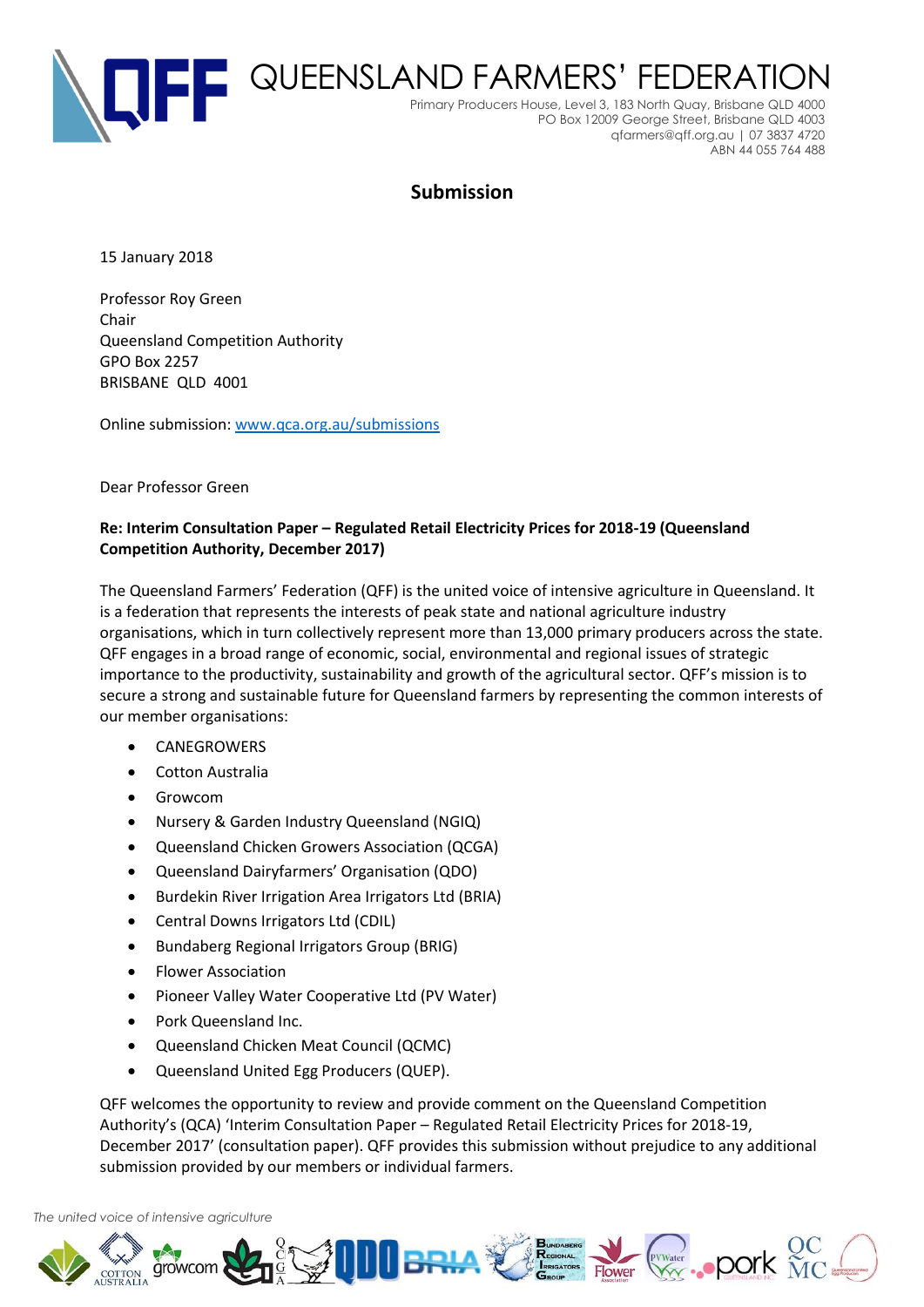# QUEENSLAND FARMERS' FEDERATION

Primary Producers House, Level 3, 183 North Quay, Brisbane QLD 4000
PO Box 12009 George Street, Brisbane QLD 4003
qfarmers@qff.org.au | 07 3837 4720
ABN 44 055 764 488

## Submission

15 January 2018

Professor Roy Green
Chair
Queensland Competition Authority
GPO Box 2257
BRISBANE QLD 4001

Online submission: www.qca.org.au/submissions

Dear Professor Green

**Re: Interim Consultation Paper – Regulated Retail Electricity Prices for 2018-19 (Queensland Competition Authority, December 2017)**

The Queensland Farmers' Federation (QFF) is the united voice of intensive agriculture in Queensland. It is a federation that represents the interests of peak state and national agriculture industry organisations, which in turn collectively represent more than 13,000 primary producers across the state. QFF engages in a broad range of economic, social, environmental and regional issues of strategic importance to the productivity, sustainability and growth of the agricultural sector. QFF's mission is to secure a strong and sustainable future for Queensland farmers by representing the common interests of our member organisations:

- CANEGROWERS
- Cotton Australia
- Growcom
- Nursery & Garden Industry Queensland (NGIQ)
- Queensland Chicken Growers Association (QCGA)
- Queensland Dairyfarmers' Organisation (QDO)
- Burdekin River Irrigation Area Irrigators Ltd (BRIA)
- Central Downs Irrigators Ltd (CDIL)
- Bundaberg Regional Irrigators Group (BRIG)
- Flower Association
- Pioneer Valley Water Cooperative Ltd (PV Water)
- Pork Queensland Inc.
- Queensland Chicken Meat Council (QCMC)
- Queensland United Egg Producers (QUEP).

QFF welcomes the opportunity to review and provide comment on the Queensland Competition Authority's (QCA) 'Interim Consultation Paper – Regulated Retail Electricity Prices for 2018-19, December 2017' (consultation paper). QFF provides this submission without prejudice to any additional submission provided by our members or individual farmers.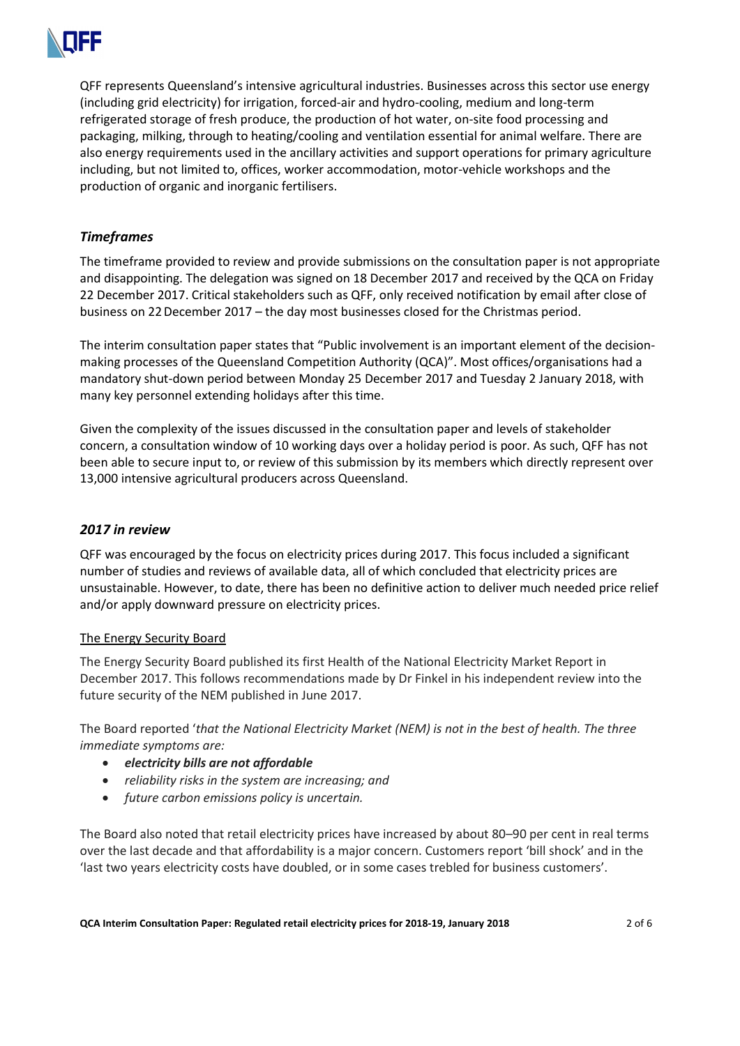QFF represents Queensland's intensive agricultural industries. Businesses across this sector use energy (including grid electricity) for irrigation, forced-air and hydro-cooling, medium and long-term refrigerated storage of fresh produce, the production of hot water, on-site food processing and packaging, milking, through to heating/cooling and ventilation essential for animal welfare. There are also energy requirements used in the ancillary activities and support operations for primary agriculture including, but not limited to, offices, worker accommodation, motor-vehicle workshops and the production of organic and inorganic fertilisers.

### *Timeframes*

The timeframe provided to review and provide submissions on the consultation paper is not appropriate and disappointing. The delegation was signed on 18 December 2017 and received by the QCA on Friday 22 December 2017. Critical stakeholders such as QFF, only received notification by email after close of business on 22 December 2017 – the day most businesses closed for the Christmas period.

The interim consultation paper states that "Public involvement is an important element of the decision-making processes of the Queensland Competition Authority (QCA)". Most offices/organisations had a mandatory shut-down period between Monday 25 December 2017 and Tuesday 2 January 2018, with many key personnel extending holidays after this time.

Given the complexity of the issues discussed in the consultation paper and levels of stakeholder concern, a consultation window of 10 working days over a holiday period is poor. As such, QFF has not been able to secure input to, or review of this submission by its members which directly represent over 13,000 intensive agricultural producers across Queensland.

### *2017 in review*

QFF was encouraged by the focus on electricity prices during 2017. This focus included a significant number of studies and reviews of available data, all of which concluded that electricity prices are unsustainable. However, to date, there has been no definitive action to deliver much needed price relief and/or apply downward pressure on electricity prices.

#### The Energy Security Board

The Energy Security Board published its first Health of the National Electricity Market Report in December 2017. This follows recommendations made by Dr Finkel in his independent review into the future security of the NEM published in June 2017.

The Board reported '*that the National Electricity Market (NEM) is not in the best of health. The three immediate symptoms are:*

- ***electricity bills are not affordable***
- *reliability risks in the system are increasing; and*
- *future carbon emissions policy is uncertain.*

The Board also noted that retail electricity prices have increased by about 80–90 per cent in real terms over the last decade and that affordability is a major concern. Customers report 'bill shock' and in the 'last two years electricity costs have doubled, or in some cases trebled for business customers'.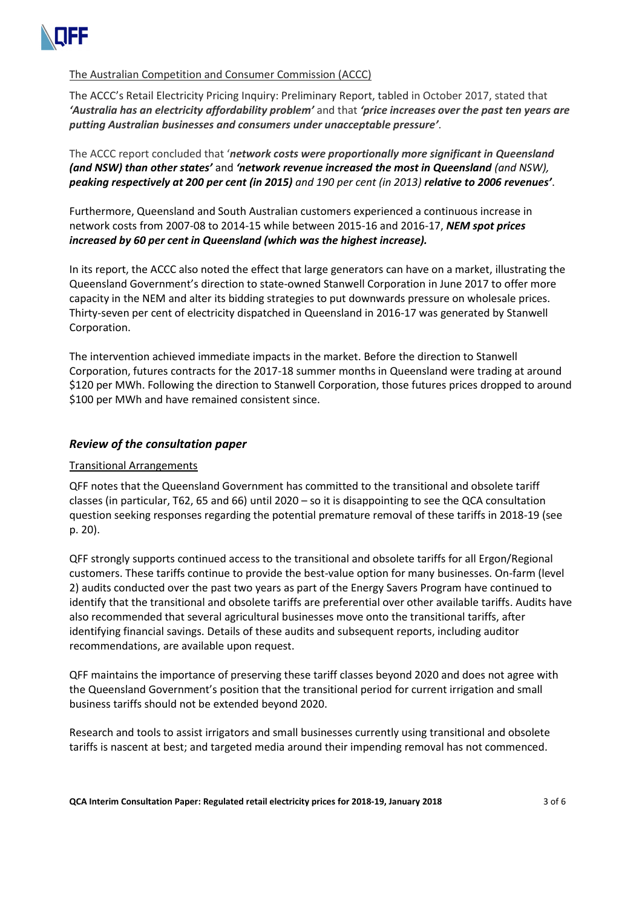The Australian Competition and Consumer Commission (ACCC)

The ACCC's Retail Electricity Pricing Inquiry: Preliminary Report, tabled in October 2017, stated that ***'Australia has an electricity affordability problem'*** and that ***'price increases over the past ten years are putting Australian businesses and consumers under unacceptable pressure'***.

The ACCC report concluded that '***network costs were proportionally more significant in Queensland (and NSW) than other states'*** and ***'network revenue increased the most in Queensland** (and NSW), **peaking respectively at 200 per cent (in 2015)** and 190 per cent (in 2013) **relative to 2006 revenues'***.

Furthermore, Queensland and South Australian customers experienced a continuous increase in network costs from 2007-08 to 2014-15 while between 2015-16 and 2016-17, ***NEM spot prices increased by 60 per cent in Queensland (which was the highest increase).***

In its report, the ACCC also noted the effect that large generators can have on a market, illustrating the Queensland Government's direction to state-owned Stanwell Corporation in June 2017 to offer more capacity in the NEM and alter its bidding strategies to put downwards pressure on wholesale prices. Thirty-seven per cent of electricity dispatched in Queensland in 2016-17 was generated by Stanwell Corporation.

The intervention achieved immediate impacts in the market. Before the direction to Stanwell Corporation, futures contracts for the 2017-18 summer months in Queensland were trading at around $120 per MWh. Following the direction to Stanwell Corporation, those futures prices dropped to around $100 per MWh and have remained consistent since.

## *Review of the consultation paper*

Transitional Arrangements

QFF notes that the Queensland Government has committed to the transitional and obsolete tariff classes (in particular, T62, 65 and 66) until 2020 – so it is disappointing to see the QCA consultation question seeking responses regarding the potential premature removal of these tariffs in 2018-19 (see p. 20).

QFF strongly supports continued access to the transitional and obsolete tariffs for all Ergon/Regional customers. These tariffs continue to provide the best-value option for many businesses. On-farm (level 2) audits conducted over the past two years as part of the Energy Savers Program have continued to identify that the transitional and obsolete tariffs are preferential over other available tariffs. Audits have also recommended that several agricultural businesses move onto the transitional tariffs, after identifying financial savings. Details of these audits and subsequent reports, including auditor recommendations, are available upon request.

QFF maintains the importance of preserving these tariff classes beyond 2020 and does not agree with the Queensland Government's position that the transitional period for current irrigation and small business tariffs should not be extended beyond 2020.

Research and tools to assist irrigators and small businesses currently using transitional and obsolete tariffs is nascent at best; and targeted media around their impending removal has not commenced.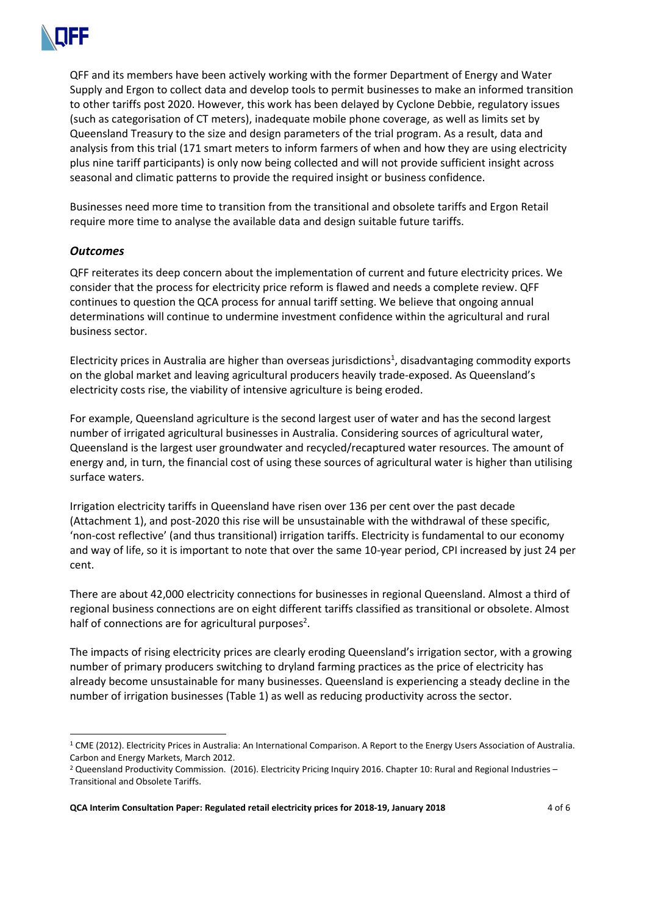QFF and its members have been actively working with the former Department of Energy and Water Supply and Ergon to collect data and develop tools to permit businesses to make an informed transition to other tariffs post 2020. However, this work has been delayed by Cyclone Debbie, regulatory issues (such as categorisation of CT meters), inadequate mobile phone coverage, as well as limits set by Queensland Treasury to the size and design parameters of the trial program. As a result, data and analysis from this trial (171 smart meters to inform farmers of when and how they are using electricity plus nine tariff participants) is only now being collected and will not provide sufficient insight across seasonal and climatic patterns to provide the required insight or business confidence.

Businesses need more time to transition from the transitional and obsolete tariffs and Ergon Retail require more time to analyse the available data and design suitable future tariffs.

### *Outcomes*

QFF reiterates its deep concern about the implementation of current and future electricity prices. We consider that the process for electricity price reform is flawed and needs a complete review. QFF continues to question the QCA process for annual tariff setting. We believe that ongoing annual determinations will continue to undermine investment confidence within the agricultural and rural business sector.

Electricity prices in Australia are higher than overseas jurisdictions[1], disadvantaging commodity exports on the global market and leaving agricultural producers heavily trade-exposed. As Queensland's electricity costs rise, the viability of intensive agriculture is being eroded.

For example, Queensland agriculture is the second largest user of water and has the second largest number of irrigated agricultural businesses in Australia. Considering sources of agricultural water, Queensland is the largest user groundwater and recycled/recaptured water resources. The amount of energy and, in turn, the financial cost of using these sources of agricultural water is higher than utilising surface waters.

Irrigation electricity tariffs in Queensland have risen over 136 per cent over the past decade (Attachment 1), and post-2020 this rise will be unsustainable with the withdrawal of these specific, 'non-cost reflective' (and thus transitional) irrigation tariffs. Electricity is fundamental to our economy and way of life, so it is important to note that over the same 10-year period, CPI increased by just 24 per cent.

There are about 42,000 electricity connections for businesses in regional Queensland. Almost a third of regional business connections are on eight different tariffs classified as transitional or obsolete. Almost half of connections are for agricultural purposes[2].

The impacts of rising electricity prices are clearly eroding Queensland's irrigation sector, with a growing number of primary producers switching to dryland farming practices as the price of electricity has already become unsustainable for many businesses. Queensland is experiencing a steady decline in the number of irrigation businesses (Table 1) as well as reducing productivity across the sector.

---

[1] CME (2012). Electricity Prices in Australia: An International Comparison. A Report to the Energy Users Association of Australia. Carbon and Energy Markets, March 2012.

[2] Queensland Productivity Commission. (2016). Electricity Pricing Inquiry 2016. Chapter 10: Rural and Regional Industries – Transitional and Obsolete Tariffs.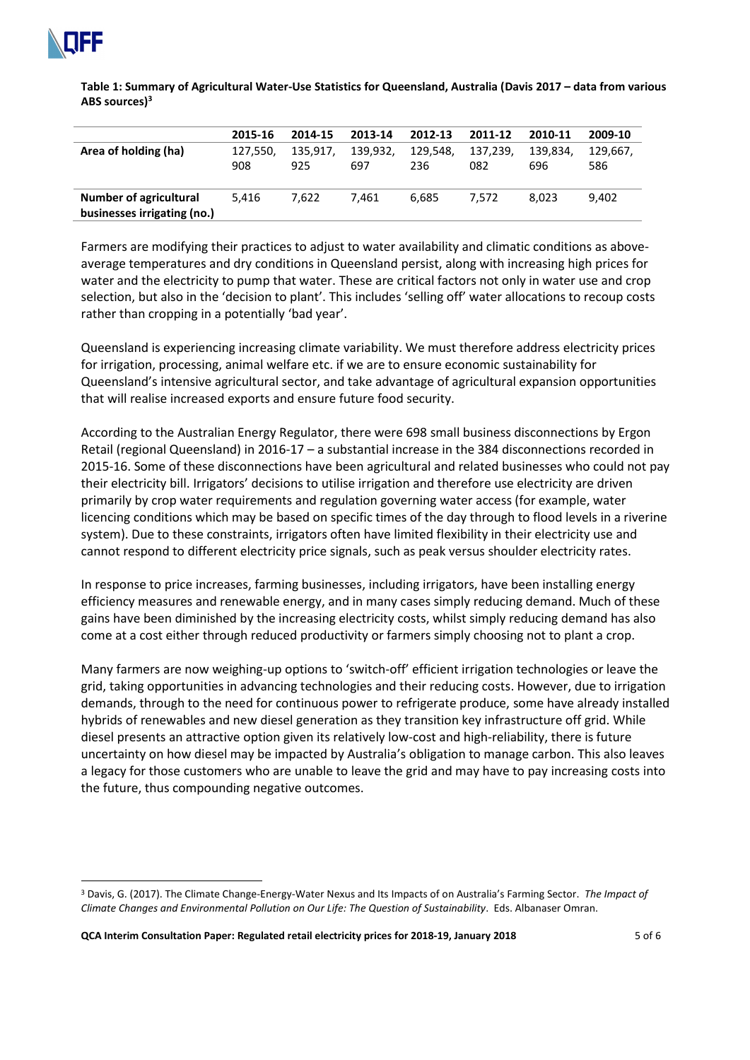**Table 1: Summary of Agricultural Water-Use Statistics for Queensland, Australia (Davis 2017 – data from various ABS sources)[3]**

| | 2015-16 | 2014-15 | 2013-14 | 2012-13 | 2011-12 | 2010-11 | 2009-10 |
|---|---|---|---|---|---|---|---|
| **Area of holding (ha)** | 127,550,908 | 135,917,925 | 139,932,697 | 129,548,236 | 137,239,082 | 139,834,696 | 129,667,586 |
| **Number of agricultural businesses irrigating (no.)** | 5,416 | 7,622 | 7,461 | 6,685 | 7,572 | 8,023 | 9,402 |

Farmers are modifying their practices to adjust to water availability and climatic conditions as above-average temperatures and dry conditions in Queensland persist, along with increasing high prices for water and the electricity to pump that water. These are critical factors not only in water use and crop selection, but also in the 'decision to plant'. This includes 'selling off' water allocations to recoup costs rather than cropping in a potentially 'bad year'.

Queensland is experiencing increasing climate variability. We must therefore address electricity prices for irrigation, processing, animal welfare etc. if we are to ensure economic sustainability for Queensland's intensive agricultural sector, and take advantage of agricultural expansion opportunities that will realise increased exports and ensure future food security.

According to the Australian Energy Regulator, there were 698 small business disconnections by Ergon Retail (regional Queensland) in 2016-17 – a substantial increase in the 384 disconnections recorded in 2015-16. Some of these disconnections have been agricultural and related businesses who could not pay their electricity bill. Irrigators' decisions to utilise irrigation and therefore use electricity are driven primarily by crop water requirements and regulation governing water access (for example, water licencing conditions which may be based on specific times of the day through to flood levels in a riverine system). Due to these constraints, irrigators often have limited flexibility in their electricity use and cannot respond to different electricity price signals, such as peak versus shoulder electricity rates.

In response to price increases, farming businesses, including irrigators, have been installing energy efficiency measures and renewable energy, and in many cases simply reducing demand. Much of these gains have been diminished by the increasing electricity costs, whilst simply reducing demand has also come at a cost either through reduced productivity or farmers simply choosing not to plant a crop.

Many farmers are now weighing-up options to 'switch-off' efficient irrigation technologies or leave the grid, taking opportunities in advancing technologies and their reducing costs. However, due to irrigation demands, through to the need for continuous power to refrigerate produce, some have already installed hybrids of renewables and new diesel generation as they transition key infrastructure off grid. While diesel presents an attractive option given its relatively low-cost and high-reliability, there is future uncertainty on how diesel may be impacted by Australia's obligation to manage carbon. This also leaves a legacy for those customers who are unable to leave the grid and may have to pay increasing costs into the future, thus compounding negative outcomes.

---

[3] Davis, G. (2017). The Climate Change-Energy-Water Nexus and Its Impacts of on Australia's Farming Sector. *The Impact of Climate Changes and Environmental Pollution on Our Life: The Question of Sustainability*. Eds. Albanaser Omran.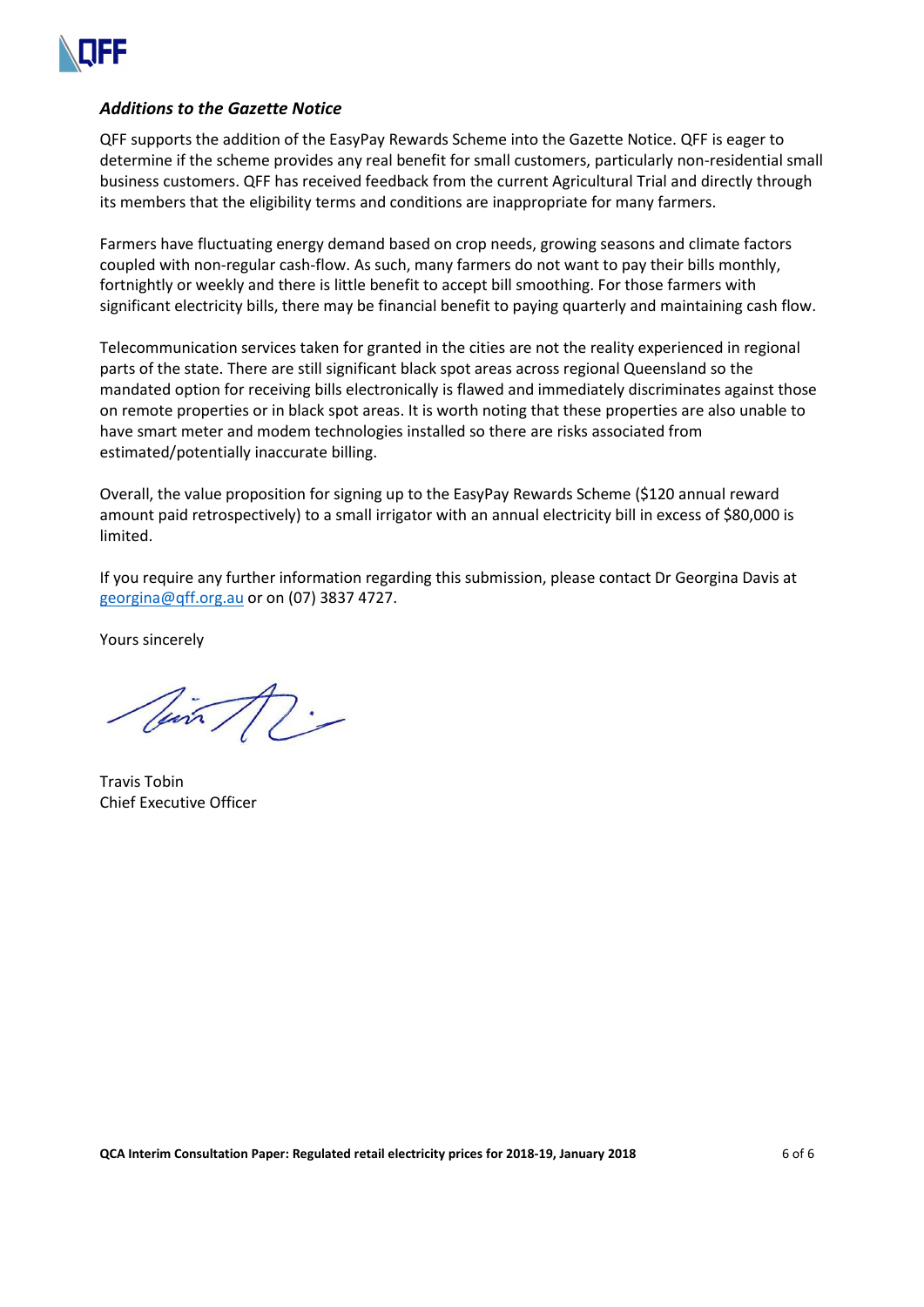### *Additions to the Gazette Notice*

QFF supports the addition of the EasyPay Rewards Scheme into the Gazette Notice. QFF is eager to determine if the scheme provides any real benefit for small customers, particularly non-residential small business customers. QFF has received feedback from the current Agricultural Trial and directly through its members that the eligibility terms and conditions are inappropriate for many farmers.

Farmers have fluctuating energy demand based on crop needs, growing seasons and climate factors coupled with non-regular cash-flow. As such, many farmers do not want to pay their bills monthly, fortnightly or weekly and there is little benefit to accept bill smoothing. For those farmers with significant electricity bills, there may be financial benefit to paying quarterly and maintaining cash flow.

Telecommunication services taken for granted in the cities are not the reality experienced in regional parts of the state. There are still significant black spot areas across regional Queensland so the mandated option for receiving bills electronically is flawed and immediately discriminates against those on remote properties or in black spot areas. It is worth noting that these properties are also unable to have smart meter and modem technologies installed so there are risks associated from estimated/potentially inaccurate billing.

Overall, the value proposition for signing up to the EasyPay Rewards Scheme ($120 annual reward amount paid retrospectively) to a small irrigator with an annual electricity bill in excess of $80,000 is limited.

If you require any further information regarding this submission, please contact Dr Georgina Davis at georgina@qff.org.au or on (07) 3837 4727.

Yours sincerely

Travis Tobin
Chief Executive Officer